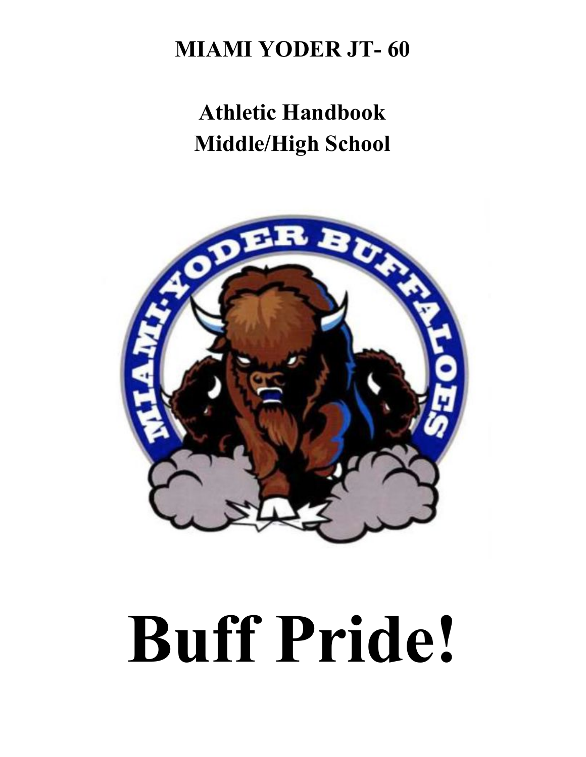# MIAMI YODER JT- 60

## Athletic Handbook
## Middle/High School

# Buff Pride!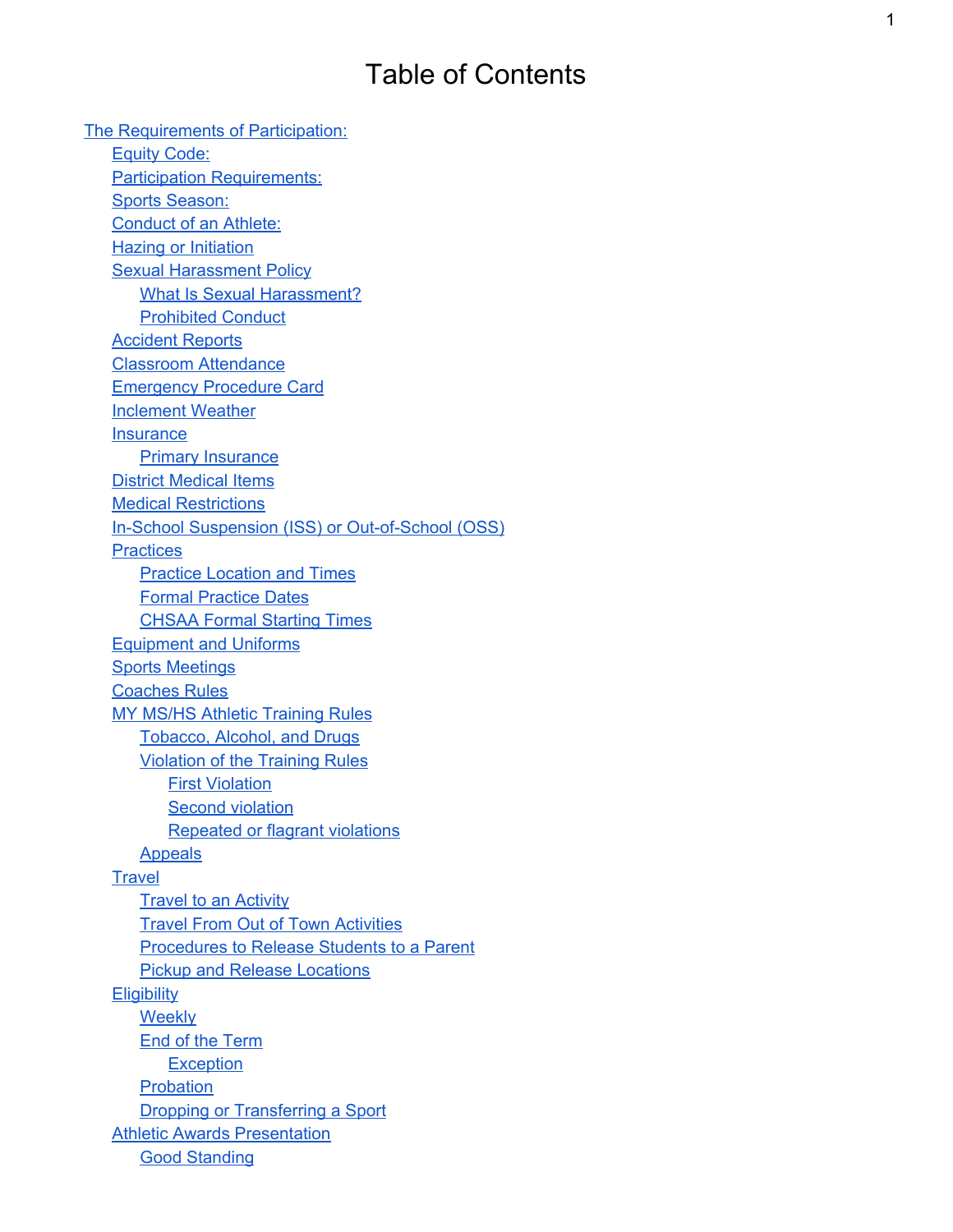# Table of Contents

- The Requirements of Participation:
  - Equity Code:
  - Participation Requirements:
  - Sports Season:
  - Conduct of an Athlete:
  - Hazing or Initiation
  - Sexual Harassment Policy
    - What Is Sexual Harassment?
    - Prohibited Conduct
  - Accident Reports
  - Classroom Attendance
  - Emergency Procedure Card
  - Inclement Weather
  - Insurance
    - Primary Insurance
  - District Medical Items
  - Medical Restrictions
  - In-School Suspension (ISS) or Out-of-School (OSS)
  - Practices
    - Practice Location and Times
    - Formal Practice Dates
    - CHSAA Formal Starting Times
  - Equipment and Uniforms
  - Sports Meetings
  - Coaches Rules
  - MY MS/HS Athletic Training Rules
    - Tobacco, Alcohol, and Drugs
    - Violation of the Training Rules
      - First Violation
      - Second violation
      - Repeated or flagrant violations
    - Appeals
  - Travel
    - Travel to an Activity
    - Travel From Out of Town Activities
    - Procedures to Release Students to a Parent
    - Pickup and Release Locations
  - Eligibility
    - Weekly
    - End of the Term
      - Exception
    - Probation
    - Dropping or Transferring a Sport
  - Athletic Awards Presentation
    - Good Standing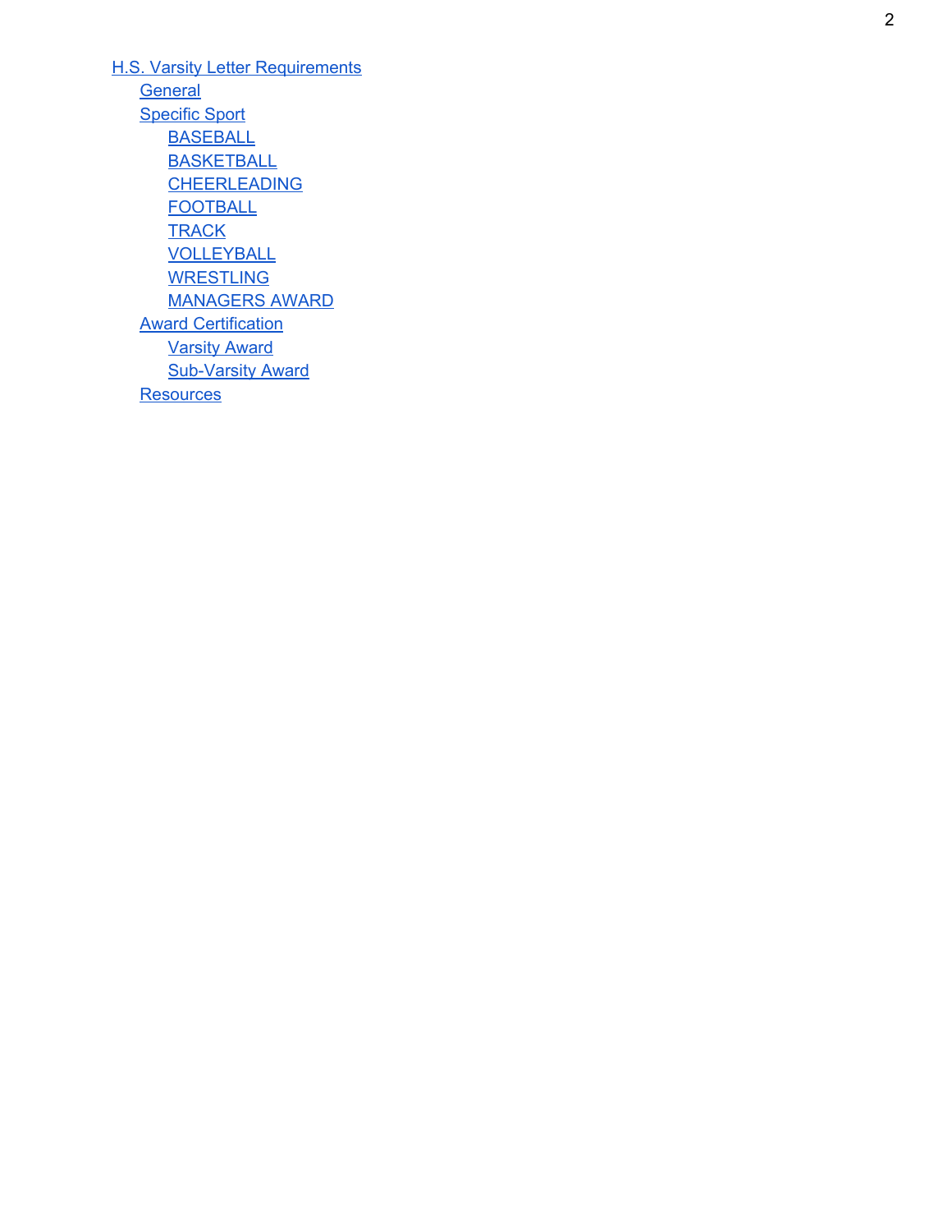- H.S. Varsity Letter Requirements
  - General
  - Specific Sport
    - BASEBALL
    - BASKETBALL
    - CHEERLEADING
    - FOOTBALL
    - TRACK
    - VOLLEYBALL
    - WRESTLING
    - MANAGERS AWARD
  - Award Certification
    - Varsity Award
    - Sub-Varsity Award
  - Resources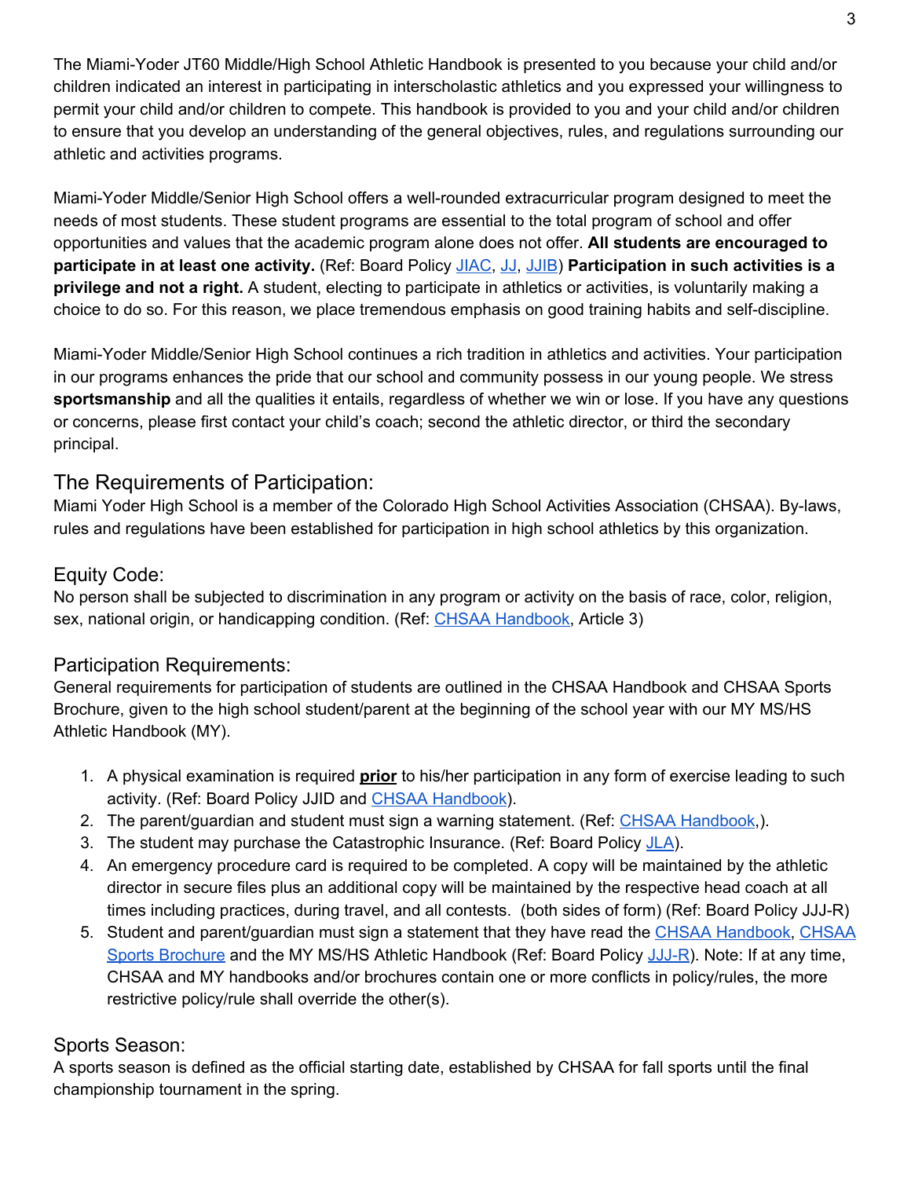The Miami-Yoder JT60 Middle/High School Athletic Handbook is presented to you because your child and/or children indicated an interest in participating in interscholastic athletics and you expressed your willingness to permit your child and/or children to compete. This handbook is provided to you and your child and/or children to ensure that you develop an understanding of the general objectives, rules, and regulations surrounding our athletic and activities programs.

Miami-Yoder Middle/Senior High School offers a well-rounded extracurricular program designed to meet the needs of most students. These student programs are essential to the total program of school and offer opportunities and values that the academic program alone does not offer. **All students are encouraged to participate in at least one activity.** (Ref: Board Policy JIAC, JJ, JJIB) **Participation in such activities is a privilege and not a right.** A student, electing to participate in athletics or activities, is voluntarily making a choice to do so. For this reason, we place tremendous emphasis on good training habits and self-discipline.

Miami-Yoder Middle/Senior High School continues a rich tradition in athletics and activities. Your participation in our programs enhances the pride that our school and community possess in our young people. We stress **sportsmanship** and all the qualities it entails, regardless of whether we win or lose. If you have any questions or concerns, please first contact your child's coach; second the athletic director, or third the secondary principal.

## The Requirements of Participation:

Miami Yoder High School is a member of the Colorado High School Activities Association (CHSAA). By-laws, rules and regulations have been established for participation in high school athletics by this organization.

## Equity Code:

No person shall be subjected to discrimination in any program or activity on the basis of race, color, religion, sex, national origin, or handicapping condition. (Ref: CHSAA Handbook, Article 3)

## Participation Requirements:

General requirements for participation of students are outlined in the CHSAA Handbook and CHSAA Sports Brochure, given to the high school student/parent at the beginning of the school year with our MY MS/HS Athletic Handbook (MY).

1. A physical examination is required **prior** to his/her participation in any form of exercise leading to such activity. (Ref: Board Policy JJID and CHSAA Handbook).
2. The parent/guardian and student must sign a warning statement. (Ref: CHSAA Handbook,).
3. The student may purchase the Catastrophic Insurance. (Ref: Board Policy JLA).
4. An emergency procedure card is required to be completed. A copy will be maintained by the athletic director in secure files plus an additional copy will be maintained by the respective head coach at all times including practices, during travel, and all contests. (both sides of form) (Ref: Board Policy JJJ-R)
5. Student and parent/guardian must sign a statement that they have read the CHSAA Handbook, CHSAA Sports Brochure and the MY MS/HS Athletic Handbook (Ref: Board Policy JJJ-R). Note: If at any time, CHSAA and MY handbooks and/or brochures contain one or more conflicts in policy/rules, the more restrictive policy/rule shall override the other(s).

## Sports Season:

A sports season is defined as the official starting date, established by CHSAA for fall sports until the final championship tournament in the spring.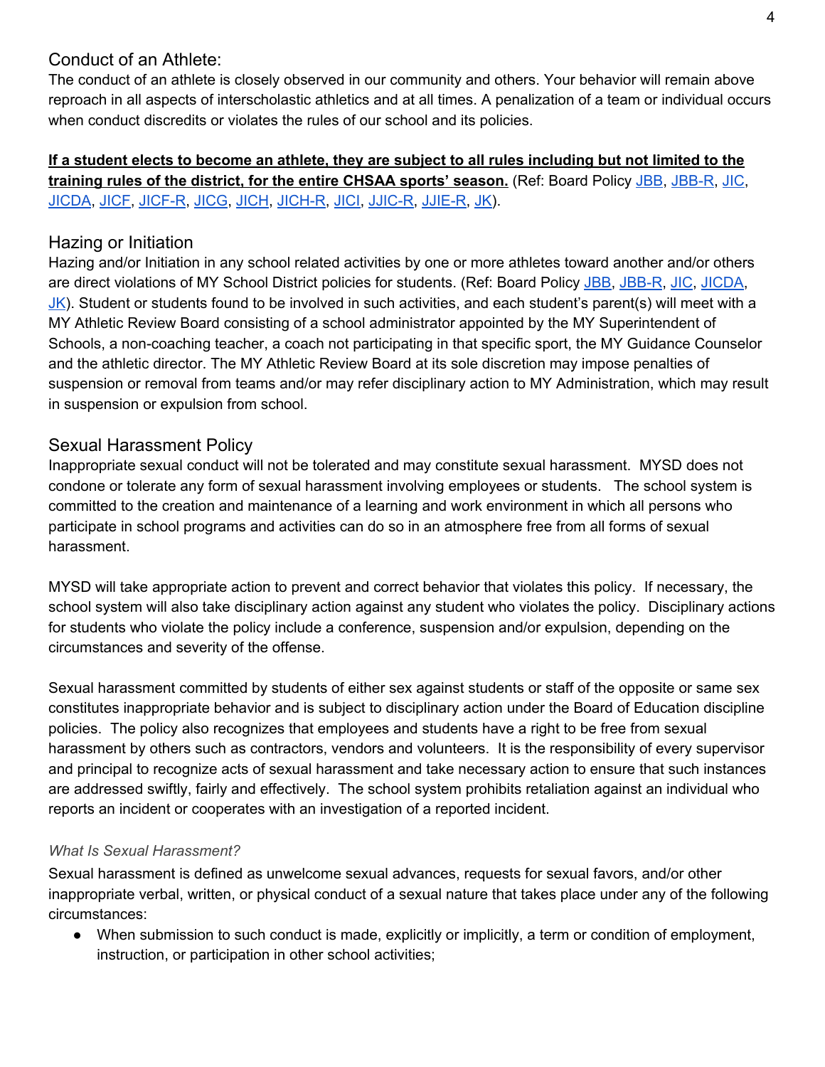## Conduct of an Athlete:

The conduct of an athlete is closely observed in our community and others. Your behavior will remain above reproach in all aspects of interscholastic athletics and at all times. A penalization of a team or individual occurs when conduct discredits or violates the rules of our school and its policies.

**If a student elects to become an athlete, they are subject to all rules including but not limited to the training rules of the district, for the entire CHSAA sports' season.** (Ref: Board Policy JBB, JBB-R, JIC, JICDA, JICF, JICF-R, JICG, JICH, JICH-R, JICI, JJIC-R, JJIE-R, JK).

## Hazing or Initiation

Hazing and/or Initiation in any school related activities by one or more athletes toward another and/or others are direct violations of MY School District policies for students. (Ref: Board Policy JBB, JBB-R, JIC, JICDA, JK). Student or students found to be involved in such activities, and each student's parent(s) will meet with a MY Athletic Review Board consisting of a school administrator appointed by the MY Superintendent of Schools, a non-coaching teacher, a coach not participating in that specific sport, the MY Guidance Counselor and the athletic director. The MY Athletic Review Board at its sole discretion may impose penalties of suspension or removal from teams and/or may refer disciplinary action to MY Administration, which may result in suspension or expulsion from school.

## Sexual Harassment Policy

Inappropriate sexual conduct will not be tolerated and may constitute sexual harassment. MYSD does not condone or tolerate any form of sexual harassment involving employees or students. The school system is committed to the creation and maintenance of a learning and work environment in which all persons who participate in school programs and activities can do so in an atmosphere free from all forms of sexual harassment.

MYSD will take appropriate action to prevent and correct behavior that violates this policy. If necessary, the school system will also take disciplinary action against any student who violates the policy. Disciplinary actions for students who violate the policy include a conference, suspension and/or expulsion, depending on the circumstances and severity of the offense.

Sexual harassment committed by students of either sex against students or staff of the opposite or same sex constitutes inappropriate behavior and is subject to disciplinary action under the Board of Education discipline policies. The policy also recognizes that employees and students have a right to be free from sexual harassment by others such as contractors, vendors and volunteers. It is the responsibility of every supervisor and principal to recognize acts of sexual harassment and take necessary action to ensure that such instances are addressed swiftly, fairly and effectively. The school system prohibits retaliation against an individual who reports an incident or cooperates with an investigation of a reported incident.

### *What Is Sexual Harassment?*

Sexual harassment is defined as unwelcome sexual advances, requests for sexual favors, and/or other inappropriate verbal, written, or physical conduct of a sexual nature that takes place under any of the following circumstances:

- When submission to such conduct is made, explicitly or implicitly, a term or condition of employment, instruction, or participation in other school activities;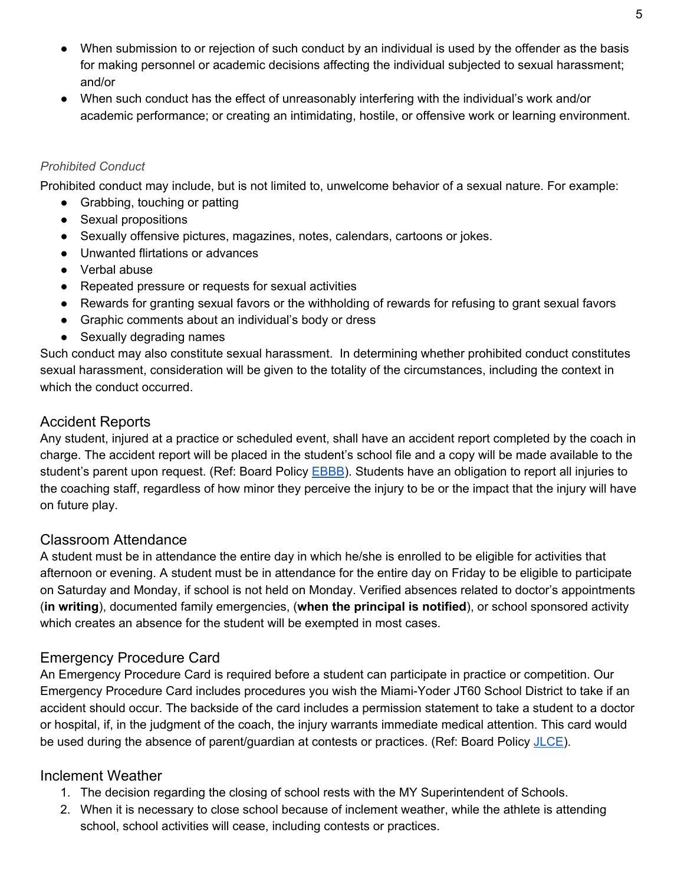- When submission to or rejection of such conduct by an individual is used by the offender as the basis for making personnel or academic decisions affecting the individual subjected to sexual harassment; and/or
- When such conduct has the effect of unreasonably interfering with the individual's work and/or academic performance; or creating an intimidating, hostile, or offensive work or learning environment.

*Prohibited Conduct*

Prohibited conduct may include, but is not limited to, unwelcome behavior of a sexual nature. For example:

- Grabbing, touching or patting
- Sexual propositions
- Sexually offensive pictures, magazines, notes, calendars, cartoons or jokes.
- Unwanted flirtations or advances
- Verbal abuse
- Repeated pressure or requests for sexual activities
- Rewards for granting sexual favors or the withholding of rewards for refusing to grant sexual favors
- Graphic comments about an individual's body or dress
- Sexually degrading names

Such conduct may also constitute sexual harassment. In determining whether prohibited conduct constitutes sexual harassment, consideration will be given to the totality of the circumstances, including the context in which the conduct occurred.

## Accident Reports

Any student, injured at a practice or scheduled event, shall have an accident report completed by the coach in charge. The accident report will be placed in the student's school file and a copy will be made available to the student's parent upon request. (Ref: Board Policy EBBB). Students have an obligation to report all injuries to the coaching staff, regardless of how minor they perceive the injury to be or the impact that the injury will have on future play.

## Classroom Attendance

A student must be in attendance the entire day in which he/she is enrolled to be eligible for activities that afternoon or evening. A student must be in attendance for the entire day on Friday to be eligible to participate on Saturday and Monday, if school is not held on Monday. Verified absences related to doctor's appointments (**in writing**), documented family emergencies, (**when the principal is notified**), or school sponsored activity which creates an absence for the student will be exempted in most cases.

## Emergency Procedure Card

An Emergency Procedure Card is required before a student can participate in practice or competition. Our Emergency Procedure Card includes procedures you wish the Miami-Yoder JT60 School District to take if an accident should occur. The backside of the card includes a permission statement to take a student to a doctor or hospital, if, in the judgment of the coach, the injury warrants immediate medical attention. This card would be used during the absence of parent/guardian at contests or practices. (Ref: Board Policy JLCE).

## Inclement Weather

1. The decision regarding the closing of school rests with the MY Superintendent of Schools.
2. When it is necessary to close school because of inclement weather, while the athlete is attending school, school activities will cease, including contests or practices.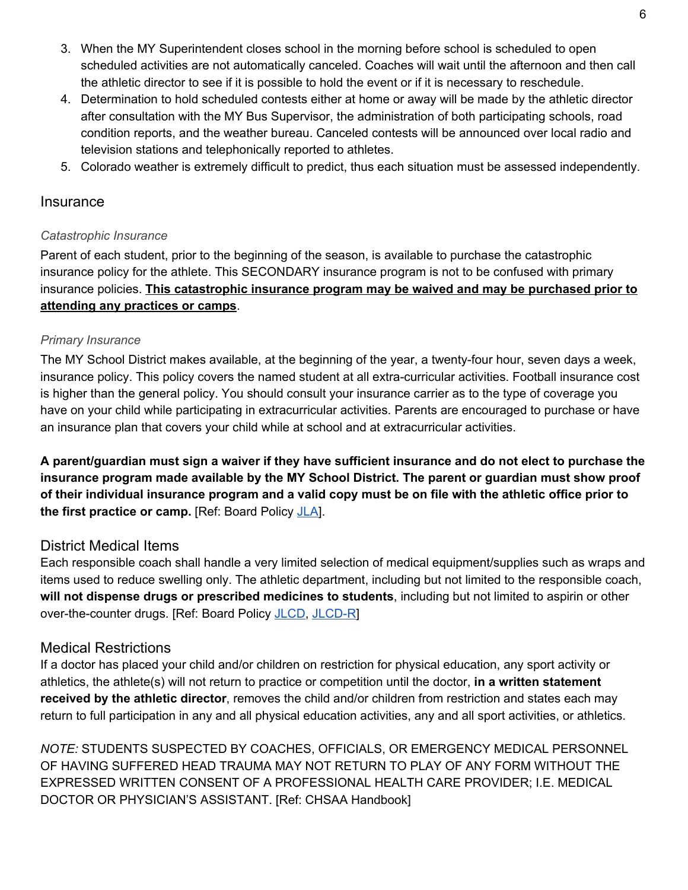3. When the MY Superintendent closes school in the morning before school is scheduled to open scheduled activities are not automatically canceled. Coaches will wait until the afternoon and then call the athletic director to see if it is possible to hold the event or if it is necessary to reschedule.
4. Determination to hold scheduled contests either at home or away will be made by the athletic director after consultation with the MY Bus Supervisor, the administration of both participating schools, road condition reports, and the weather bureau. Canceled contests will be announced over local radio and television stations and telephonically reported to athletes.
5. Colorado weather is extremely difficult to predict, thus each situation must be assessed independently.

## Insurance

### *Catastrophic Insurance*

Parent of each student, prior to the beginning of the season, is available to purchase the catastrophic insurance policy for the athlete. This SECONDARY insurance program is not to be confused with primary insurance policies. **<u>This catastrophic insurance program may be waived and may be purchased prior to attending any practices or camps</u>**.

### *Primary Insurance*

The MY School District makes available, at the beginning of the year, a twenty-four hour, seven days a week, insurance policy. This policy covers the named student at all extra-curricular activities. Football insurance cost is higher than the general policy. You should consult your insurance carrier as to the type of coverage you have on your child while participating in extracurricular activities. Parents are encouraged to purchase or have an insurance plan that covers your child while at school and at extracurricular activities.

**A parent/guardian must sign a waiver if they have sufficient insurance and do not elect to purchase the insurance program made available by the MY School District. The parent or guardian must show proof of their individual insurance program and a valid copy must be on file with the athletic office prior to the first practice or camp.** [Ref: Board Policy JLA].

## District Medical Items

Each responsible coach shall handle a very limited selection of medical equipment/supplies such as wraps and items used to reduce swelling only. The athletic department, including but not limited to the responsible coach, **will not dispense drugs or prescribed medicines to students**, including but not limited to aspirin or other over-the-counter drugs. [Ref: Board Policy JLCD, JLCD-R]

## Medical Restrictions

If a doctor has placed your child and/or children on restriction for physical education, any sport activity or athletics, the athlete(s) will not return to practice or competition until the doctor, **in a written statement received by the athletic director**, removes the child and/or children from restriction and states each may return to full participation in any and all physical education activities, any and all sport activities, or athletics.

*NOTE:* STUDENTS SUSPECTED BY COACHES, OFFICIALS, OR EMERGENCY MEDICAL PERSONNEL OF HAVING SUFFERED HEAD TRAUMA MAY NOT RETURN TO PLAY OF ANY FORM WITHOUT THE EXPRESSED WRITTEN CONSENT OF A PROFESSIONAL HEALTH CARE PROVIDER; I.E. MEDICAL DOCTOR OR PHYSICIAN'S ASSISTANT. [Ref: CHSAA Handbook]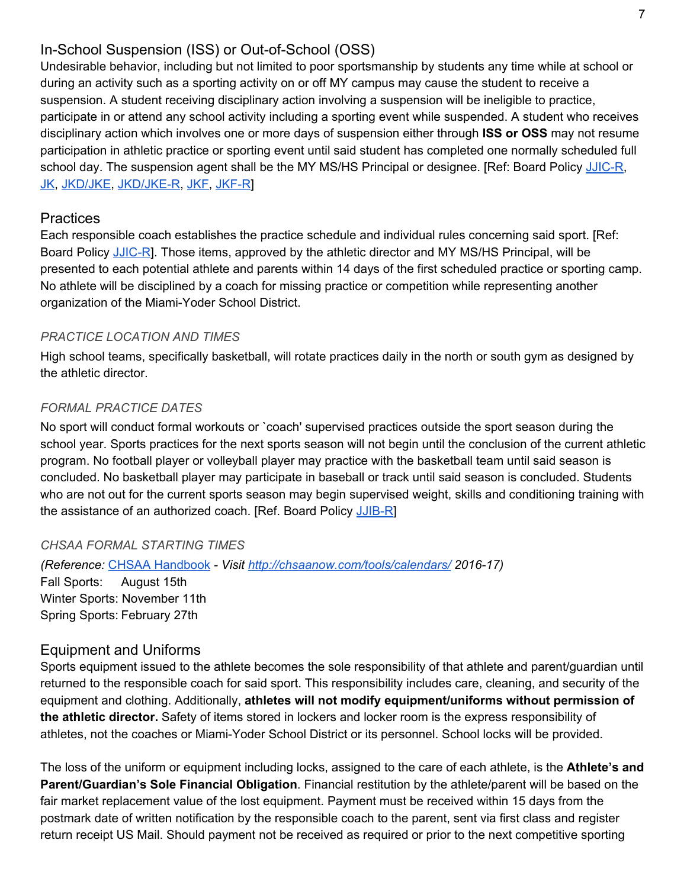## In-School Suspension (ISS) or Out-of-School (OSS)

Undesirable behavior, including but not limited to poor sportsmanship by students any time while at school or during an activity such as a sporting activity on or off MY campus may cause the student to receive a suspension. A student receiving disciplinary action involving a suspension will be ineligible to practice, participate in or attend any school activity including a sporting event while suspended. A student who receives disciplinary action which involves one or more days of suspension either through **ISS or OSS** may not resume participation in athletic practice or sporting event until said student has completed one normally scheduled full school day. The suspension agent shall be the MY MS/HS Principal or designee. [Ref: Board Policy JJIC-R, JK, JKD/JKE, JKD/JKE-R, JKF, JKF-R]

## Practices

Each responsible coach establishes the practice schedule and individual rules concerning said sport. [Ref: Board Policy JJIC-R]. Those items, approved by the athletic director and MY MS/HS Principal, will be presented to each potential athlete and parents within 14 days of the first scheduled practice or sporting camp. No athlete will be disciplined by a coach for missing practice or competition while representing another organization of the Miami-Yoder School District.

### *PRACTICE LOCATION AND TIMES*

High school teams, specifically basketball, will rotate practices daily in the north or south gym as designed by the athletic director.

### *FORMAL PRACTICE DATES*

No sport will conduct formal workouts or `coach' supervised practices outside the sport season during the school year. Sports practices for the next sports season will not begin until the conclusion of the current athletic program. No football player or volleyball player may practice with the basketball team until said season is concluded. No basketball player may participate in baseball or track until said season is concluded. Students who are not out for the current sports season may begin supervised weight, skills and conditioning training with the assistance of an authorized coach. [Ref. Board Policy JJIB-R]

### *CHSAA FORMAL STARTING TIMES*

*(Reference: CHSAA Handbook - Visit http://chsaanow.com/tools/calendars/ 2016-17)*

Fall Sports: August 15th
Winter Sports: November 11th
Spring Sports: February 27th

## Equipment and Uniforms

Sports equipment issued to the athlete becomes the sole responsibility of that athlete and parent/guardian until returned to the responsible coach for said sport. This responsibility includes care, cleaning, and security of the equipment and clothing. Additionally, **athletes will not modify equipment/uniforms without permission of the athletic director.** Safety of items stored in lockers and locker room is the express responsibility of athletes, not the coaches or Miami-Yoder School District or its personnel. School locks will be provided.

The loss of the uniform or equipment including locks, assigned to the care of each athlete, is the **Athlete's and Parent/Guardian's Sole Financial Obligation**. Financial restitution by the athlete/parent will be based on the fair market replacement value of the lost equipment. Payment must be received within 15 days from the postmark date of written notification by the responsible coach to the parent, sent via first class and register return receipt US Mail. Should payment not be received as required or prior to the next competitive sporting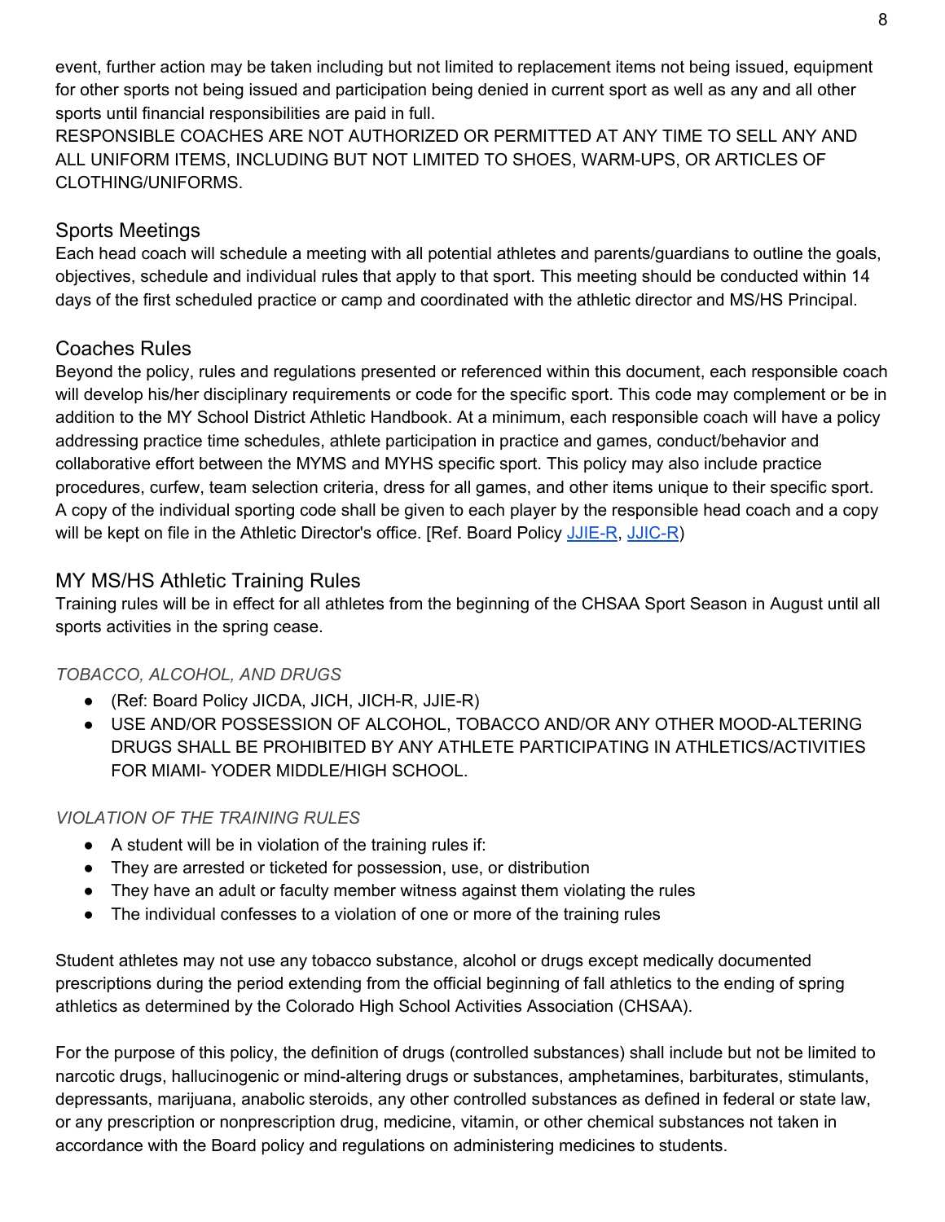event, further action may be taken including but not limited to replacement items not being issued, equipment for other sports not being issued and participation being denied in current sport as well as any and all other sports until financial responsibilities are paid in full.
RESPONSIBLE COACHES ARE NOT AUTHORIZED OR PERMITTED AT ANY TIME TO SELL ANY AND ALL UNIFORM ITEMS, INCLUDING BUT NOT LIMITED TO SHOES, WARM-UPS, OR ARTICLES OF CLOTHING/UNIFORMS.

## Sports Meetings

Each head coach will schedule a meeting with all potential athletes and parents/guardians to outline the goals, objectives, schedule and individual rules that apply to that sport. This meeting should be conducted within 14 days of the first scheduled practice or camp and coordinated with the athletic director and MS/HS Principal.

## Coaches Rules

Beyond the policy, rules and regulations presented or referenced within this document, each responsible coach will develop his/her disciplinary requirements or code for the specific sport. This code may complement or be in addition to the MY School District Athletic Handbook. At a minimum, each responsible coach will have a policy addressing practice time schedules, athlete participation in practice and games, conduct/behavior and collaborative effort between the MYMS and MYHS specific sport. This policy may also include practice procedures, curfew, team selection criteria, dress for all games, and other items unique to their specific sport. A copy of the individual sporting code shall be given to each player by the responsible head coach and a copy will be kept on file in the Athletic Director's office. [Ref. Board Policy JJIE-R, JJIC-R)

## MY MS/HS Athletic Training Rules

Training rules will be in effect for all athletes from the beginning of the CHSAA Sport Season in August until all sports activities in the spring cease.

### *TOBACCO, ALCOHOL, AND DRUGS*

- (Ref: Board Policy JICDA, JICH, JICH-R, JJIE-R)
- USE AND/OR POSSESSION OF ALCOHOL, TOBACCO AND/OR ANY OTHER MOOD-ALTERING DRUGS SHALL BE PROHIBITED BY ANY ATHLETE PARTICIPATING IN ATHLETICS/ACTIVITIES FOR MIAMI- YODER MIDDLE/HIGH SCHOOL.

### *VIOLATION OF THE TRAINING RULES*

- A student will be in violation of the training rules if:
- They are arrested or ticketed for possession, use, or distribution
- They have an adult or faculty member witness against them violating the rules
- The individual confesses to a violation of one or more of the training rules

Student athletes may not use any tobacco substance, alcohol or drugs except medically documented prescriptions during the period extending from the official beginning of fall athletics to the ending of spring athletics as determined by the Colorado High School Activities Association (CHSAA).

For the purpose of this policy, the definition of drugs (controlled substances) shall include but not be limited to narcotic drugs, hallucinogenic or mind-altering drugs or substances, amphetamines, barbiturates, stimulants, depressants, marijuana, anabolic steroids, any other controlled substances as defined in federal or state law, or any prescription or nonprescription drug, medicine, vitamin, or other chemical substances not taken in accordance with the Board policy and regulations on administering medicines to students.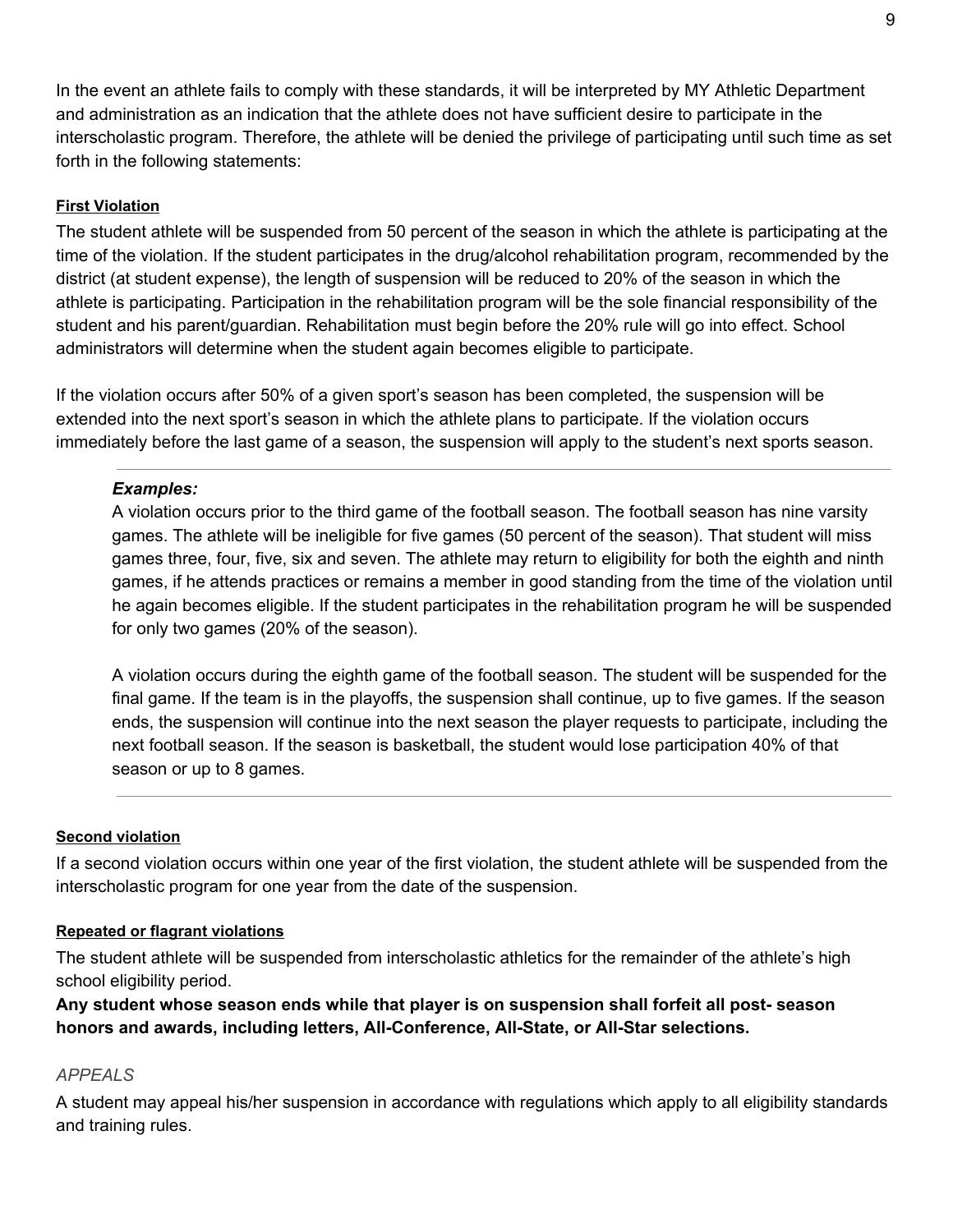In the event an athlete fails to comply with these standards, it will be interpreted by MY Athletic Department and administration as an indication that the athlete does not have sufficient desire to participate in the interscholastic program. Therefore, the athlete will be denied the privilege of participating until such time as set forth in the following statements:

**First Violation**

The student athlete will be suspended from 50 percent of the season in which the athlete is participating at the time of the violation. If the student participates in the drug/alcohol rehabilitation program, recommended by the district (at student expense), the length of suspension will be reduced to 20% of the season in which the athlete is participating. Participation in the rehabilitation program will be the sole financial responsibility of the student and his parent/guardian. Rehabilitation must begin before the 20% rule will go into effect. School administrators will determine when the student again becomes eligible to participate.

If the violation occurs after 50% of a given sport's season has been completed, the suspension will be extended into the next sport's season in which the athlete plans to participate. If the violation occurs immediately before the last game of a season, the suspension will apply to the student's next sports season.

---

***Examples:***

A violation occurs prior to the third game of the football season. The football season has nine varsity games. The athlete will be ineligible for five games (50 percent of the season). That student will miss games three, four, five, six and seven. The athlete may return to eligibility for both the eighth and ninth games, if he attends practices or remains a member in good standing from the time of the violation until he again becomes eligible. If the student participates in the rehabilitation program he will be suspended for only two games (20% of the season).

A violation occurs during the eighth game of the football season. The student will be suspended for the final game. If the team is in the playoffs, the suspension shall continue, up to five games. If the season ends, the suspension will continue into the next season the player requests to participate, including the next football season. If the season is basketball, the student would lose participation 40% of that season or up to 8 games.

---

**Second violation**

If a second violation occurs within one year of the first violation, the student athlete will be suspended from the interscholastic program for one year from the date of the suspension.

**Repeated or flagrant violations**

The student athlete will be suspended from interscholastic athletics for the remainder of the athlete's high school eligibility period.

**Any student whose season ends while that player is on suspension shall forfeit all post- season honors and awards, including letters, All-Conference, All-State, or All-Star selections.**

*APPEALS*

A student may appeal his/her suspension in accordance with regulations which apply to all eligibility standards and training rules.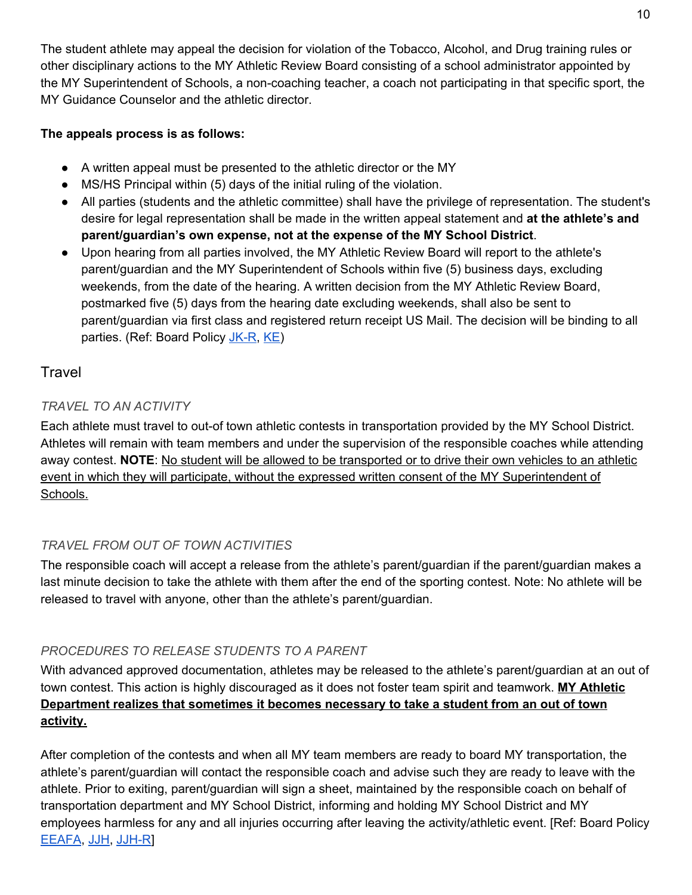The student athlete may appeal the decision for violation of the Tobacco, Alcohol, and Drug training rules or other disciplinary actions to the MY Athletic Review Board consisting of a school administrator appointed by the MY Superintendent of Schools, a non-coaching teacher, a coach not participating in that specific sport, the MY Guidance Counselor and the athletic director.

**The appeals process is as follows:**

- A written appeal must be presented to the athletic director or the MY
- MS/HS Principal within (5) days of the initial ruling of the violation.
- All parties (students and the athletic committee) shall have the privilege of representation. The student's desire for legal representation shall be made in the written appeal statement and **at the athlete's and parent/guardian's own expense, not at the expense of the MY School District**.
- Upon hearing from all parties involved, the MY Athletic Review Board will report to the athlete's parent/guardian and the MY Superintendent of Schools within five (5) business days, excluding weekends, from the date of the hearing. A written decision from the MY Athletic Review Board, postmarked five (5) days from the hearing date excluding weekends, shall also be sent to parent/guardian via first class and registered return receipt US Mail. The decision will be binding to all parties. (Ref: Board Policy JK-R, KE)

## Travel

### *TRAVEL TO AN ACTIVITY*

Each athlete must travel to out-of town athletic contests in transportation provided by the MY School District. Athletes will remain with team members and under the supervision of the responsible coaches while attending away contest. **NOTE**: No student will be allowed to be transported or to drive their own vehicles to an athletic event in which they will participate, without the expressed written consent of the MY Superintendent of Schools.

### *TRAVEL FROM OUT OF TOWN ACTIVITIES*

The responsible coach will accept a release from the athlete's parent/guardian if the parent/guardian makes a last minute decision to take the athlete with them after the end of the sporting contest. Note: No athlete will be released to travel with anyone, other than the athlete's parent/guardian.

### *PROCEDURES TO RELEASE STUDENTS TO A PARENT*

With advanced approved documentation, athletes may be released to the athlete's parent/guardian at an out of town contest. This action is highly discouraged as it does not foster team spirit and teamwork. **MY Athletic Department realizes that sometimes it becomes necessary to take a student from an out of town activity.**

After completion of the contests and when all MY team members are ready to board MY transportation, the athlete's parent/guardian will contact the responsible coach and advise such they are ready to leave with the athlete. Prior to exiting, parent/guardian will sign a sheet, maintained by the responsible coach on behalf of transportation department and MY School District, informing and holding MY School District and MY employees harmless for any and all injuries occurring after leaving the activity/athletic event. [Ref: Board Policy EEAFA, JJH, JJH-R]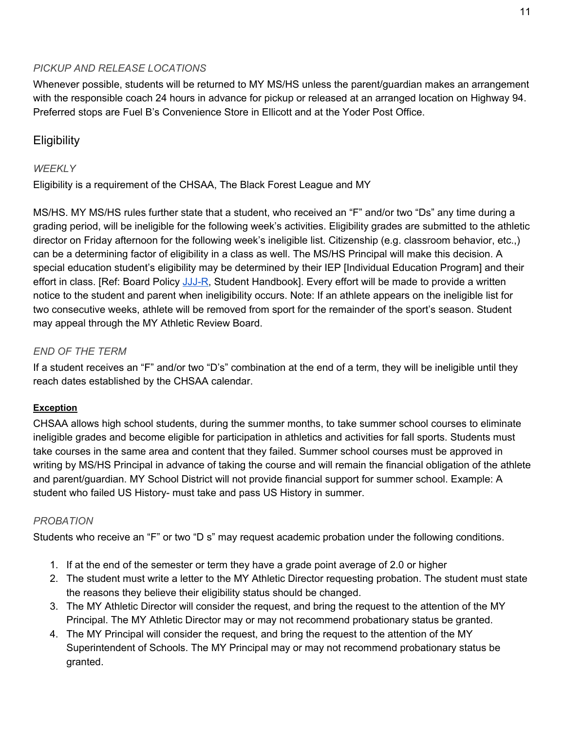*PICKUP AND RELEASE LOCATIONS*

Whenever possible, students will be returned to MY MS/HS unless the parent/guardian makes an arrangement with the responsible coach 24 hours in advance for pickup or released at an arranged location on Highway 94. Preferred stops are Fuel B's Convenience Store in Ellicott and at the Yoder Post Office.

## Eligibility

*WEEKLY*

Eligibility is a requirement of the CHSAA, The Black Forest League and MY

MS/HS. MY MS/HS rules further state that a student, who received an "F" and/or two "Ds" any time during a grading period, will be ineligible for the following week's activities. Eligibility grades are submitted to the athletic director on Friday afternoon for the following week's ineligible list. Citizenship (e.g. classroom behavior, etc.,) can be a determining factor of eligibility in a class as well. The MS/HS Principal will make this decision. A special education student's eligibility may be determined by their IEP [Individual Education Program] and their effort in class. [Ref: Board Policy JJJ-R, Student Handbook]. Every effort will be made to provide a written notice to the student and parent when ineligibility occurs. Note: If an athlete appears on the ineligible list for two consecutive weeks, athlete will be removed from sport for the remainder of the sport's season. Student may appeal through the MY Athletic Review Board.

*END OF THE TERM*

If a student receives an "F" and/or two "D's" combination at the end of a term, they will be ineligible until they reach dates established by the CHSAA calendar.

**Exception**

CHSAA allows high school students, during the summer months, to take summer school courses to eliminate ineligible grades and become eligible for participation in athletics and activities for fall sports. Students must take courses in the same area and content that they failed. Summer school courses must be approved in writing by MS/HS Principal in advance of taking the course and will remain the financial obligation of the athlete and parent/guardian. MY School District will not provide financial support for summer school. Example: A student who failed US History- must take and pass US History in summer.

*PROBATION*

Students who receive an "F" or two "D s" may request academic probation under the following conditions.

1. If at the end of the semester or term they have a grade point average of 2.0 or higher
2. The student must write a letter to the MY Athletic Director requesting probation. The student must state the reasons they believe their eligibility status should be changed.
3. The MY Athletic Director will consider the request, and bring the request to the attention of the MY Principal. The MY Athletic Director may or may not recommend probationary status be granted.
4. The MY Principal will consider the request, and bring the request to the attention of the MY Superintendent of Schools. The MY Principal may or may not recommend probationary status be granted.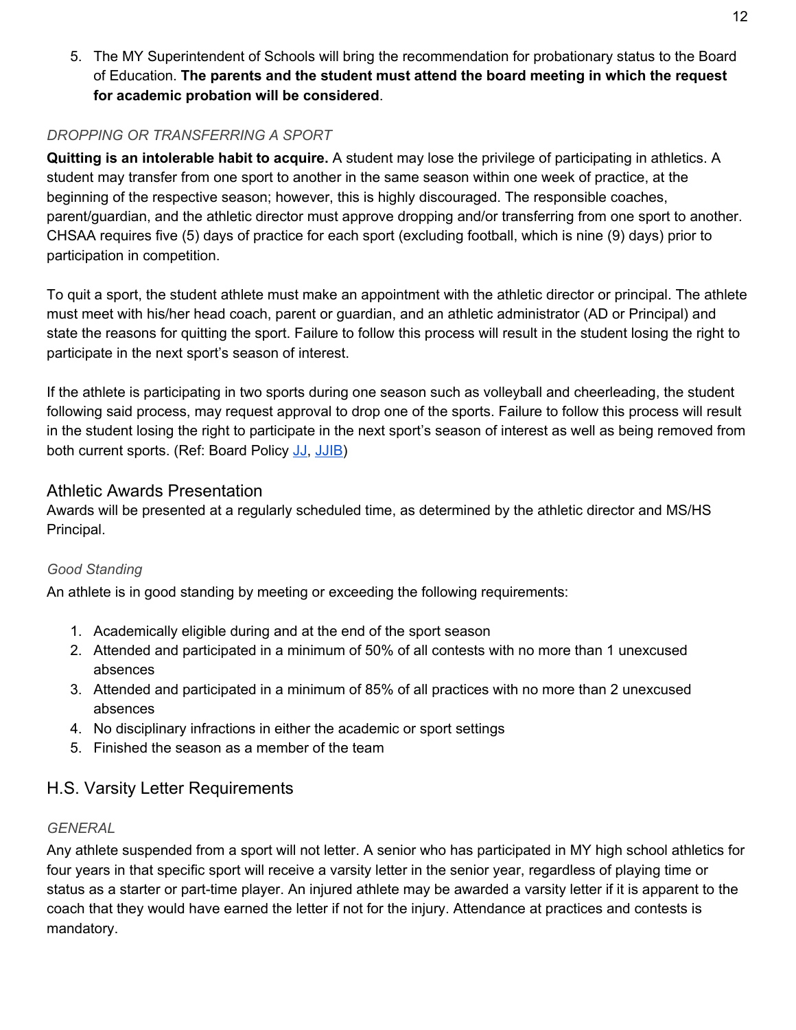5. The MY Superintendent of Schools will bring the recommendation for probationary status to the Board of Education. **The parents and the student must attend the board meeting in which the request for academic probation will be considered**.

### *DROPPING OR TRANSFERRING A SPORT*

**Quitting is an intolerable habit to acquire.** A student may lose the privilege of participating in athletics. A student may transfer from one sport to another in the same season within one week of practice, at the beginning of the respective season; however, this is highly discouraged. The responsible coaches, parent/guardian, and the athletic director must approve dropping and/or transferring from one sport to another. CHSAA requires five (5) days of practice for each sport (excluding football, which is nine (9) days) prior to participation in competition.

To quit a sport, the student athlete must make an appointment with the athletic director or principal. The athlete must meet with his/her head coach, parent or guardian, and an athletic administrator (AD or Principal) and state the reasons for quitting the sport. Failure to follow this process will result in the student losing the right to participate in the next sport's season of interest.

If the athlete is participating in two sports during one season such as volleyball and cheerleading, the student following said process, may request approval to drop one of the sports. Failure to follow this process will result in the student losing the right to participate in the next sport's season of interest as well as being removed from both current sports. (Ref: Board Policy JJ, JJIB)

## Athletic Awards Presentation

Awards will be presented at a regularly scheduled time, as determined by the athletic director and MS/HS Principal.

### *Good Standing*

An athlete is in good standing by meeting or exceeding the following requirements:

1. Academically eligible during and at the end of the sport season
2. Attended and participated in a minimum of 50% of all contests with no more than 1 unexcused absences
3. Attended and participated in a minimum of 85% of all practices with no more than 2 unexcused absences
4. No disciplinary infractions in either the academic or sport settings
5. Finished the season as a member of the team

## H.S. Varsity Letter Requirements

### *GENERAL*

Any athlete suspended from a sport will not letter. A senior who has participated in MY high school athletics for four years in that specific sport will receive a varsity letter in the senior year, regardless of playing time or status as a starter or part-time player. An injured athlete may be awarded a varsity letter if it is apparent to the coach that they would have earned the letter if not for the injury. Attendance at practices and contests is mandatory.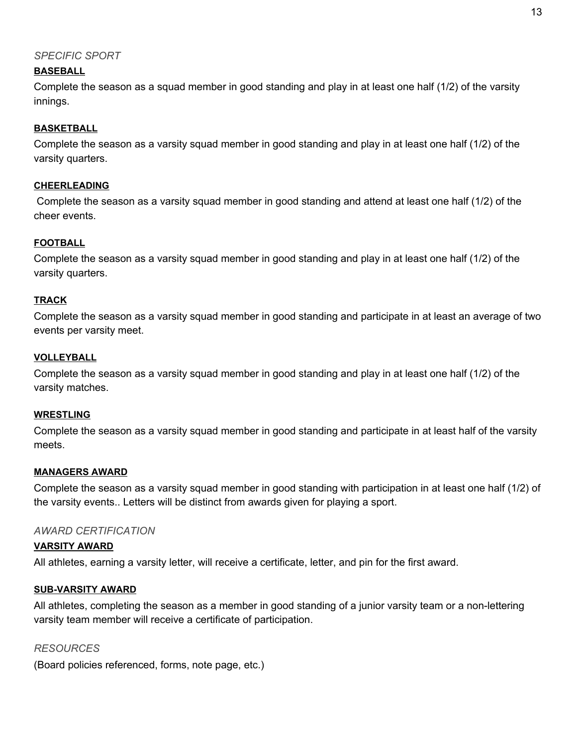*SPECIFIC SPORT*

**BASEBALL**

Complete the season as a squad member in good standing and play in at least one half (1/2) of the varsity innings.

**BASKETBALL**

Complete the season as a varsity squad member in good standing and play in at least one half (1/2) of the varsity quarters.

**CHEERLEADING**

Complete the season as a varsity squad member in good standing and attend at least one half (1/2) of the cheer events.

**FOOTBALL**

Complete the season as a varsity squad member in good standing and play in at least one half (1/2) of the varsity quarters.

**TRACK**

Complete the season as a varsity squad member in good standing and participate in at least an average of two events per varsity meet.

**VOLLEYBALL**

Complete the season as a varsity squad member in good standing and play in at least one half (1/2) of the varsity matches.

**WRESTLING**

Complete the season as a varsity squad member in good standing and participate in at least half of the varsity meets.

**MANAGERS AWARD**

Complete the season as a varsity squad member in good standing with participation in at least one half (1/2) of the varsity events.. Letters will be distinct from awards given for playing a sport.

*AWARD CERTIFICATION*

**VARSITY AWARD**

All athletes, earning a varsity letter, will receive a certificate, letter, and pin for the first award.

**SUB-VARSITY AWARD**

All athletes, completing the season as a member in good standing of a junior varsity team or a non-lettering varsity team member will receive a certificate of participation.

*RESOURCES*

(Board policies referenced, forms, note page, etc.)